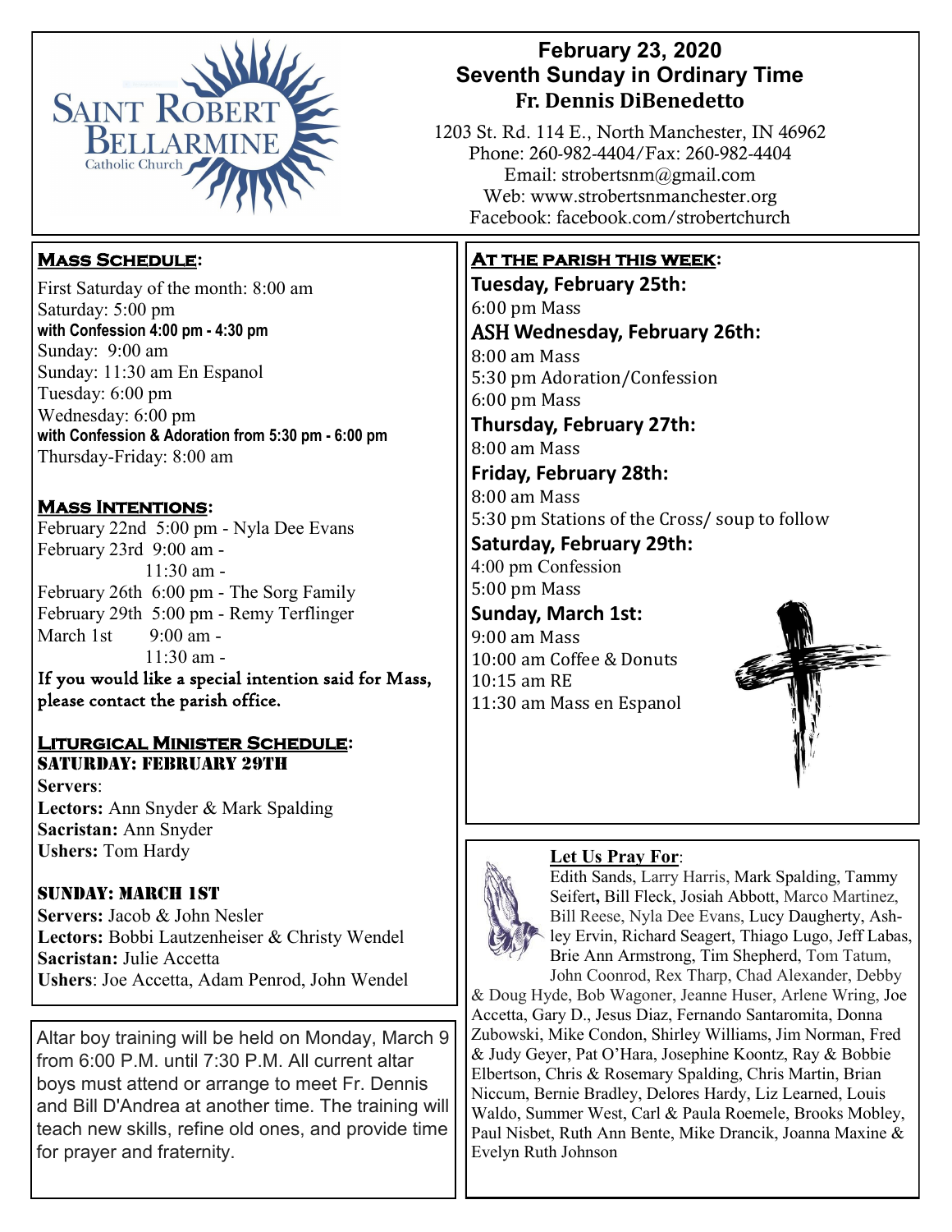# February 23, 2020
## Seventh Sunday in Ordinary Time
### Fr. Dennis DiBenedetto

Saint Robert Bellarmine Catholic Church

1203 St. Rd. 114 E., North Manchester, IN 46962
Phone: 260-982-4404/Fax: 260-982-4404
Email: strobertsnm@gmail.com
Web: www.strobertsnmanchester.org
Facebook: facebook.com/strobertchurch

## Mass Schedule:

First Saturday of the month: 8:00 am
Saturday: 5:00 pm
**with Confession 4:00 pm - 4:30 pm**
Sunday: 9:00 am
Sunday: 11:30 am En Espanol
Tuesday: 6:00 pm
Wednesday: 6:00 pm
**with Confession & Adoration from 5:30 pm - 6:00 pm**
Thursday-Friday: 8:00 am

## Mass Intentions:

February 22nd 5:00 pm - Nyla Dee Evans
February 23rd 9:00 am -
11:30 am -
February 26th 6:00 pm - The Sorg Family
February 29th 5:00 pm - Remy Terflinger
March 1st 9:00 am -
11:30 am -

If you would like a special intention said for Mass, please contact the parish office.

## Liturgical Minister Schedule:

### Saturday: February 29th

**Servers**:
**Lectors:** Ann Snyder & Mark Spalding
**Sacristan:** Ann Snyder
**Ushers:** Tom Hardy

### Sunday: March 1st

**Servers:** Jacob & John Nesler
**Lectors:** Bobbi Lautzenheiser & Christy Wendel
**Sacristan:** Julie Accetta
**Ushers**: Joe Accetta, Adam Penrod, John Wendel

Altar boy training will be held on Monday, March 9 from 6:00 P.M. until 7:30 P.M. All current altar boys must attend or arrange to meet Fr. Dennis and Bill D'Andrea at another time. The training will teach new skills, refine old ones, and provide time for prayer and fraternity.

## At the parish this week:

**Tuesday, February 25th:**
6:00 pm Mass

**ASH Wednesday, February 26th:**
8:00 am Mass
5:30 pm Adoration/Confession
6:00 pm Mass

**Thursday, February 27th:**
8:00 am Mass

**Friday, February 28th:**
8:00 am Mass
5:30 pm Stations of the Cross/ soup to follow

**Saturday, February 29th:**
4:00 pm Confession
5:00 pm Mass

**Sunday, March 1st:**
9:00 am Mass
10:00 am Coffee & Donuts
10:15 am RE
11:30 am Mass en Espanol

## Let Us Pray For:

Edith Sands, Larry Harris, Mark Spalding, Tammy Seifert, Bill Fleck, Josiah Abbott, Marco Martinez, Bill Reese, Nyla Dee Evans, Lucy Daugherty, Ashley Ervin, Richard Seagert, Thiago Lugo, Jeff Labas, Brie Ann Armstrong, Tim Shepherd, Tom Tatum, John Coonrod, Rex Tharp, Chad Alexander, Debby & Doug Hyde, Bob Wagoner, Jeanne Huser, Arlene Wring, Joe Accetta, Gary D., Jesus Diaz, Fernando Santaromita, Donna Zubowski, Mike Condon, Shirley Williams, Jim Norman, Fred & Judy Geyer, Pat O'Hara, Josephine Koontz, Ray & Bobbie Elbertson, Chris & Rosemary Spalding, Chris Martin, Brian Niccum, Bernie Bradley, Delores Hardy, Liz Learned, Louis Waldo, Summer West, Carl & Paula Roemele, Brooks Mobley, Paul Nisbet, Ruth Ann Bente, Mike Drancik, Joanna Maxine & Evelyn Ruth Johnson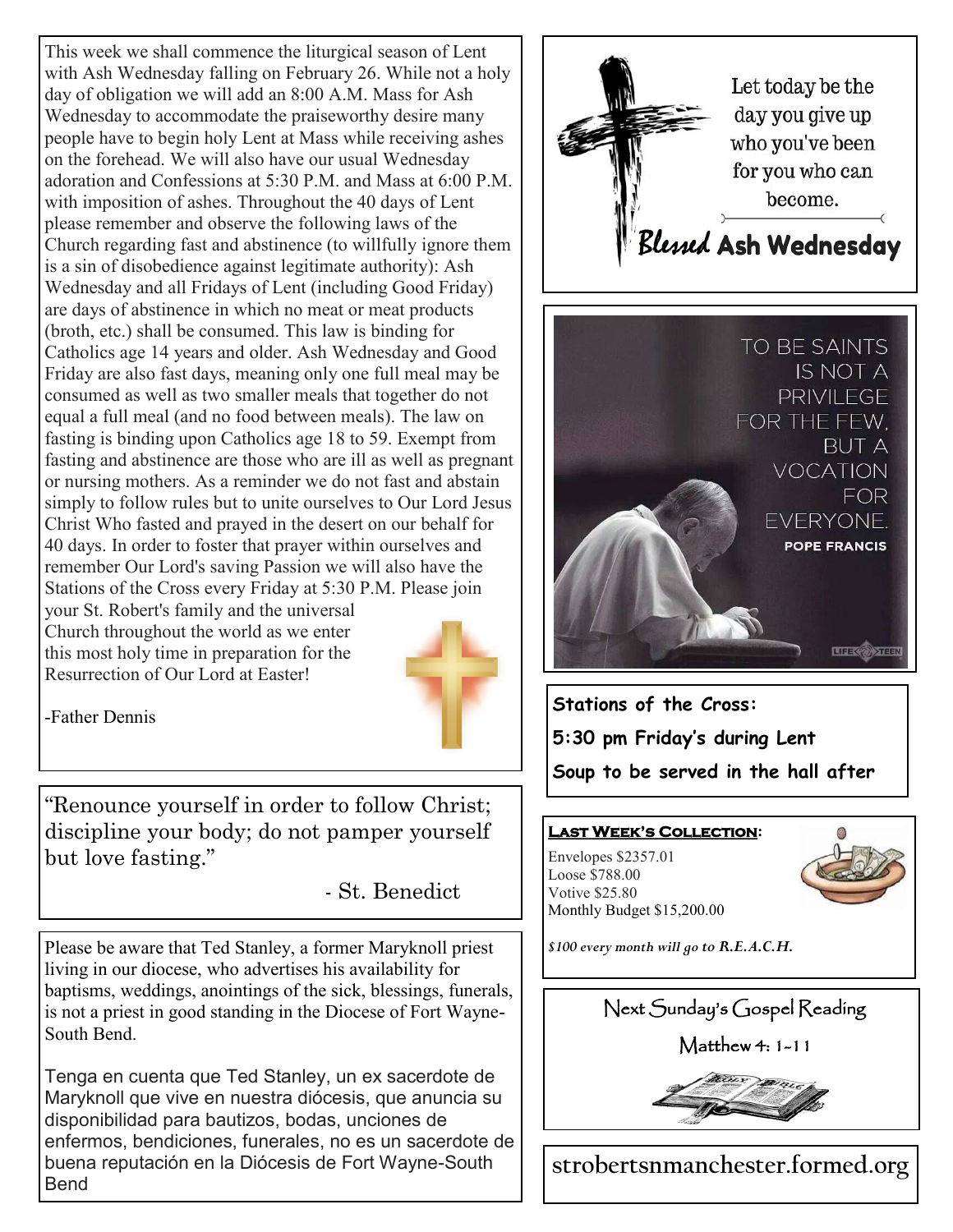This week we shall commence the liturgical season of Lent with Ash Wednesday falling on February 26. While not a holy day of obligation we will add an 8:00 A.M. Mass for Ash Wednesday to accommodate the praiseworthy desire many people have to begin holy Lent at Mass while receiving ashes on the forehead. We will also have our usual Wednesday adoration and Confessions at 5:30 P.M. and Mass at 6:00 P.M. with imposition of ashes. Throughout the 40 days of Lent please remember and observe the following laws of the Church regarding fast and abstinence (to willfully ignore them is a sin of disobedience against legitimate authority): Ash Wednesday and all Fridays of Lent (including Good Friday) are days of abstinence in which no meat or meat products (broth, etc.) shall be consumed. This law is binding for Catholics age 14 years and older. Ash Wednesday and Good Friday are also fast days, meaning only one full meal may be consumed as well as two smaller meals that together do not equal a full meal (and no food between meals). The law on fasting is binding upon Catholics age 18 to 59. Exempt from fasting and abstinence are those who are ill as well as pregnant or nursing mothers. As a reminder we do not fast and abstain simply to follow rules but to unite ourselves to Our Lord Jesus Christ Who fasted and prayed in the desert on our behalf for 40 days. In order to foster that prayer within ourselves and remember Our Lord's saving Passion we will also have the Stations of the Cross every Friday at 5:30 P.M. Please join your St. Robert's family and the universal Church throughout the world as we enter this most holy time in preparation for the Resurrection of Our Lord at Easter!

-Father Dennis

"Renounce yourself in order to follow Christ; discipline your body; do not pamper yourself but love fasting."

- St. Benedict

Please be aware that Ted Stanley, a former Maryknoll priest living in our diocese, who advertises his availability for baptisms, weddings, anointings of the sick, blessings, funerals, is not a priest in good standing in the Diocese of Fort Wayne-South Bend.

Tenga en cuenta que Ted Stanley, un ex sacerdote de Maryknoll que vive en nuestra diócesis, que anuncia su disponibilidad para bautizos, bodas, unciones de enfermos, bendiciones, funerales, no es un sacerdote de buena reputación en la Diócesis de Fort Wayne-South Bend

Let today be the day you give up who you've been for you who can become.

**Blessed Ash Wednesday**

TO BE SAINTS IS NOT A PRIVILEGE FOR THE FEW, BUT A VOCATION FOR EVERYONE.
**POPE FRANCIS**

**Stations of the Cross:**

**5:30 pm Friday's during Lent**

**Soup to be served in the hall after**

**LAST WEEK'S COLLECTION:**

Envelopes $2357.01
Loose $788.00
Votive $25.80
Monthly Budget $15,200.00

*$100 every month will go to R.E.A.C.H.*

Next Sunday's Gospel Reading

Matthew 4: 1-11

strobertsnmanchester.formed.org